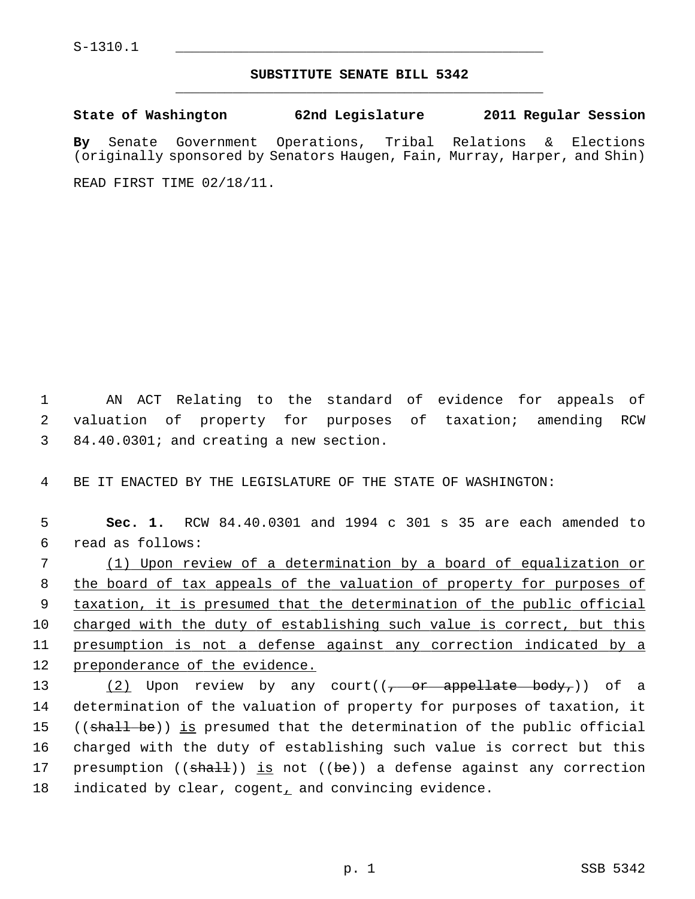S-1310.1

## SUBSTITUTE SENATE BILL 5342

**State of Washington 62nd Legislature 2011 Regular Session**

**By** Senate Government Operations, Tribal Relations & Elections (originally sponsored by Senators Haugen, Fain, Murray, Harper, and Shin)

READ FIRST TIME 02/18/11.

1 AN ACT Relating to the standard of evidence for appeals of
2 valuation of property for purposes of taxation; amending RCW
3 84.40.0301; and creating a new section.

4 BE IT ENACTED BY THE LEGISLATURE OF THE STATE OF WASHINGTON:

5 **Sec. 1.** RCW 84.40.0301 and 1994 c 301 s 35 are each amended to
6 read as follows:

7 <u>(1) Upon review of a determination by a board of equalization or</u>
8 <u>the board of tax appeals of the valuation of property for purposes of</u>
9 <u>taxation, it is presumed that the determination of the public official</u>
10 <u>charged with the duty of establishing such value is correct, but this</u>
11 <u>presumption is not a defense against any correction indicated by a</u>
12 <u>preponderance of the evidence.</u>

13 <u>(2)</u> Upon review by any court((~~, or appellate body,~~)) of a
14 determination of the valuation of property for purposes of taxation, it
15 ((~~shall be~~)) <u>is</u> presumed that the determination of the public official
16 charged with the duty of establishing such value is correct but this
17 presumption ((~~shall~~)) <u>is</u> not ((~~be~~)) a defense against any correction
18 indicated by clear, cogent<u>,</u> and convincing evidence.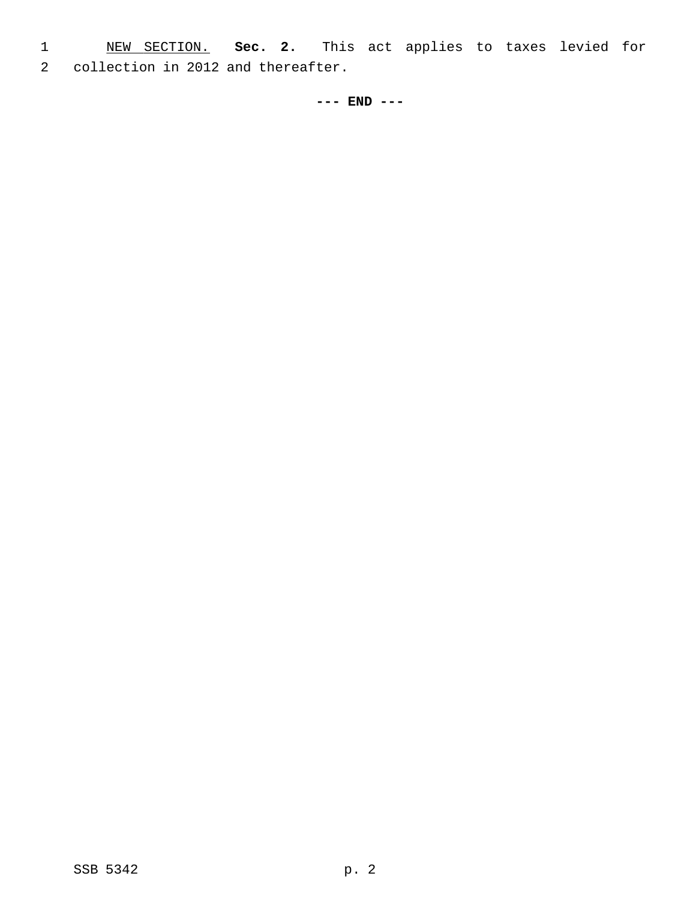NEW SECTION. **Sec. 2.** This act applies to taxes levied for collection in 2012 and thereafter.

**--- END ---**